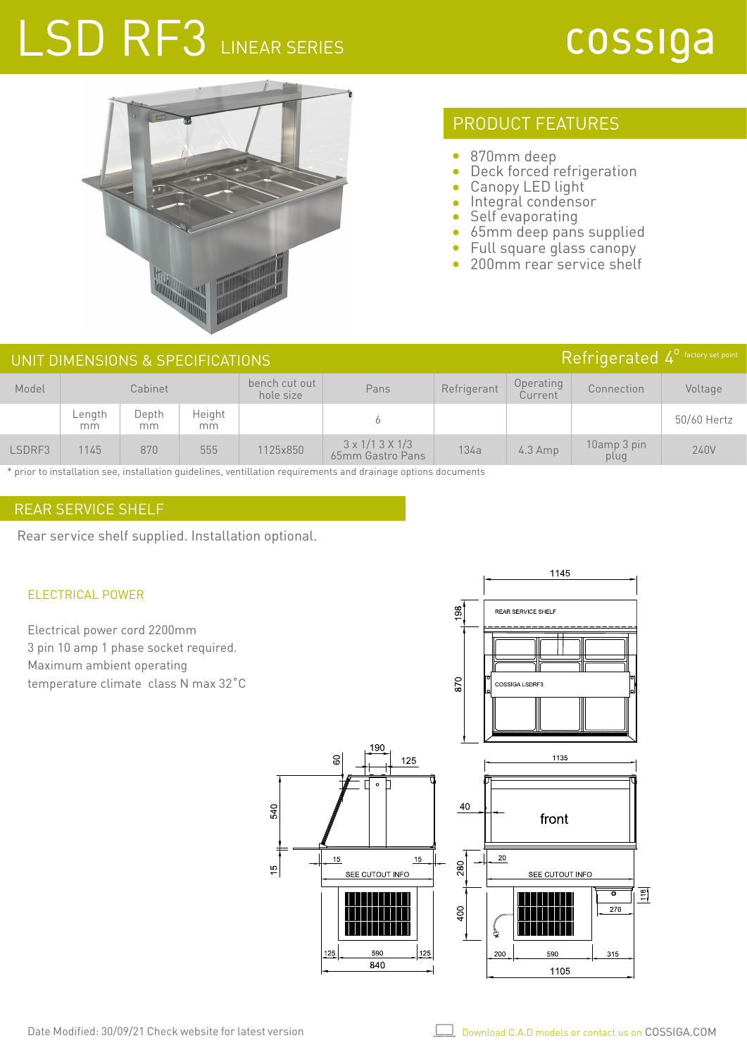# LSD RF3 LINEAR SERIES

cossiga

## PRODUCT FEATURES

- 870mm deep
- Deck forced refrigeration
- Canopy LED light
- Integral condensor
- Self evaporating
- 65mm deep pans supplied
- Full square glass canopy
- 200mm rear service shelf

## UNIT DIMENSIONS & SPECIFICATIONS

Refrigerated 4° factory set point

| Model | Cabinet | | | bench cut out hole size | Pans | Refrigerant | Operating Current | Connection | Voltage |
|---|---|---|---|---|---|---|---|---|---|
| | Length mm | Depth mm | Height mm | | 6 | | | | 50/60 Hertz |
| LSDRF3 | 1145 | 870 | 555 | 1125x850 | 3 x 1/1 3 X 1/3 65mm Gastro Pans | 134a | 4.3 Amp | 10amp 3 pin plug | 240V |

* prior to installation see, installation guidelines, ventillation requirements and drainage options documents

## REAR SERVICE SHELF

Rear service shelf supplied. Installation optional.

### ELECTRICAL POWER

Electrical power cord 2200mm
3 pin 10 amp 1 phase socket required.
Maximum ambient operating
temperature climate class N max 32˚C

Date Modified: 30/09/21 Check website for latest version

Download C.A.D models or contact us on COSSIGA.COM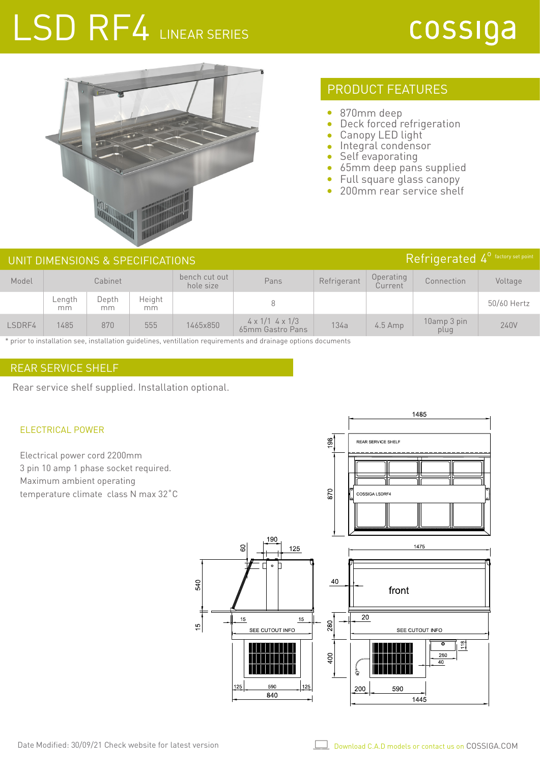# LSD RF4 LINEAR SERIES

cossiga

## PRODUCT FEATURES

- 870mm deep
- Deck forced refrigeration
- Canopy LED light
- Integral condensor
- Self evaporating
- 65mm deep pans supplied
- Full square glass canopy
- 200mm rear service shelf

## UNIT DIMENSIONS & SPECIFICATIONS

Refrigerated 4° factory set point

| Model | Cabinet | | | bench cut out hole size | Pans | Refrigerant | Operating Current | Connection | Voltage |
|---|---|---|---|---|---|---|---|---|---|
| | Length mm | Depth mm | Height mm | | 8 | | | | 50/60 Hertz |
| LSDRF4 | 1485 | 870 | 555 | 1465x850 | 4 x 1/1 4 x 1/3 65mm Gastro Pans | 134a | 4.5 Amp | 10amp 3 pin plug | 240V |

* prior to installation see, installation guidelines, ventillation requirements and drainage options documents

## REAR SERVICE SHELF

Rear service shelf supplied. Installation optional.

### ELECTRICAL POWER

Electrical power cord 2200mm
3 pin 10 amp 1 phase socket required.
Maximum ambient operating
temperature climate class N max 32°C

Date Modified: 30/09/21 Check website for latest version

Download C.A.D models or contact us on COSSIGA.COM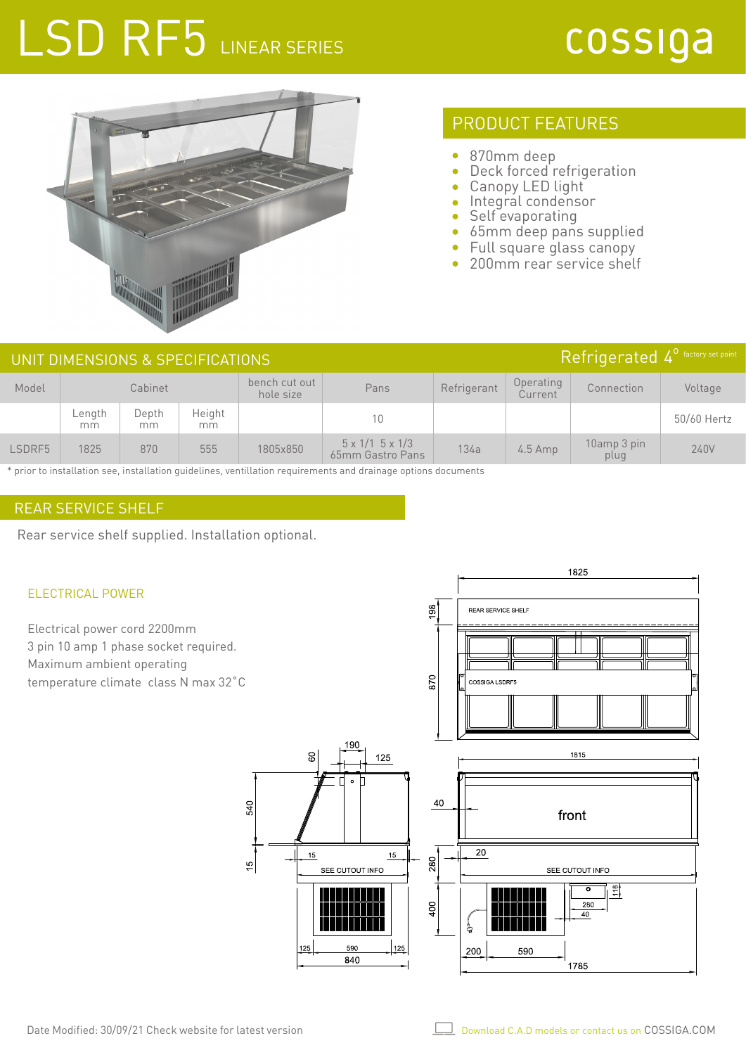# LSD RF5 LINEAR SERIES

cossiga

## PRODUCT FEATURES

- 870mm deep
- Deck forced refrigeration
- Canopy LED light
- Integral condensor
- Self evaporating
- 65mm deep pans supplied
- Full square glass canopy
- 200mm rear service shelf

## UNIT DIMENSIONS & SPECIFICATIONS

Refrigerated 4° factory set point

| Model | Cabinet | | | bench cut out hole size | Pans | Refrigerant | Operating Current | Connection | Voltage |
|---|---|---|---|---|---|---|---|---|---|
| | Length mm | Depth mm | Height mm | | 10 | | | | 50/60 Hertz |
| LSDRF5 | 1825 | 870 | 555 | 1805x850 | 5 x 1/1 5 x 1/3 65mm Gastro Pans | 134a | 4.5 Amp | 10amp 3 pin plug | 240V |

* prior to installation see, installation guidelines, ventillation requirements and drainage options documents

## REAR SERVICE SHELF

Rear service shelf supplied. Installation optional.

### ELECTRICAL POWER

Electrical power cord 2200mm
3 pin 10 amp 1 phase socket required.
Maximum ambient operating
temperature climate class N max 32˚C

1825
198
870
REAR SERVICE SHELF
COSSIGA LSDRF5
1815
40
front
20
280
400
SEE CUTOUT INFO
118
280
40
200
590
1785
190
60
125
540
15
15
15
SEE CUTOUT INFO
125
590
125
840

Date Modified: 30/09/21 Check website for latest version

Download C.A.D models or contact us on COSSIGA.COM